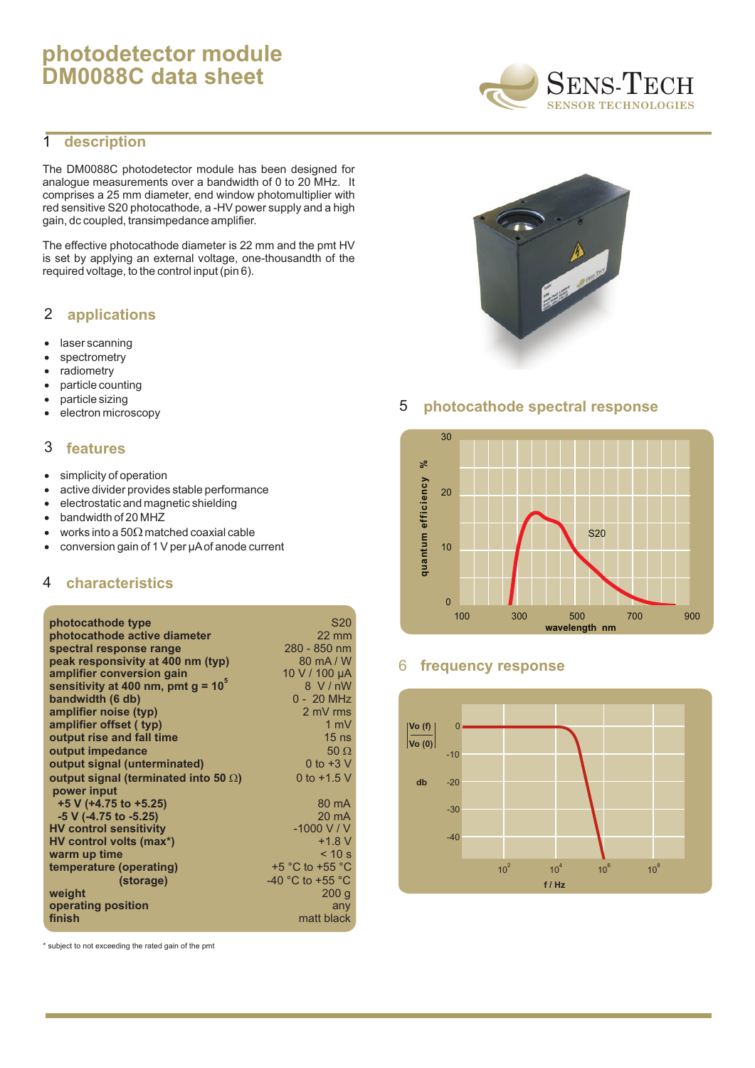# photodetector module DM0088C data sheet

SENS-TECH
SENSOR TECHNOLOGIES

## 1 description

The DM0088C photodetector module has been designed for analogue measurements over a bandwidth of 0 to 20 MHz. It comprises a 25 mm diameter, end window photomultiplier with red sensitive S20 photocathode, a -HV power supply and a high gain, dc coupled, transimpedance amplifier.

The effective photocathode diameter is 22 mm and the pmt HV is set by applying an external voltage, one-thousandth of the required voltage, to the control input (pin 6).

## 2 applications

- laser scanning
- spectrometry
- radiometry
- particle counting
- particle sizing
- electron microscopy

## 3 features

- simplicity of operation
- active divider provides stable performance
- electrostatic and magnetic shielding
- bandwidth of 20 MHZ
- works into a 50Ω matched coaxial cable
- conversion gain of 1 V per μA of anode current

## 4 characteristics

| | |
|---|---|
| **photocathode type** | S20 |
| **photocathode active diameter** | 22 mm |
| **spectral response range** | 280 - 850 nm |
| **peak responsivity at 400 nm (typ)** | 80 mA / W |
| **amplifier conversion gain** | 10 V / 100 μA |
| **sensitivity at 400 nm, pmt g = $10^5$** | 8 V / nW |
| **bandwidth (6 db)** | 0 - 20 MHz |
| **amplifier noise (typ)** | 2 mV rms |
| **amplifier offset ( typ)** | 1 mV |
| **output rise and fall time** | 15 ns |
| **output impedance** | 50 Ω |
| **output signal (unterminated)** | 0 to +3 V |
| **output signal (terminated into 50 Ω)** | 0 to +1.5 V |
| **power input** | |
| **+5 V (+4.75 to +5.25)** | 80 mA |
| **-5 V (-4.75 to -5.25)** | 20 mA |
| **HV control sensitivity** | -1000 V / V |
| **HV control volts (max\*)** | +1.8 V |
| **warm up time** | < 10 s |
| **temperature (operating)** | +5 °C to +55 °C |
| **(storage)** | -40 °C to +55 °C |
| **weight** | 200 g |
| **operating position** | any |
| **finish** | matt black |

\* subject to not exceeding the rated gain of the pmt

## 5 photocathode spectral response

## 6 frequency response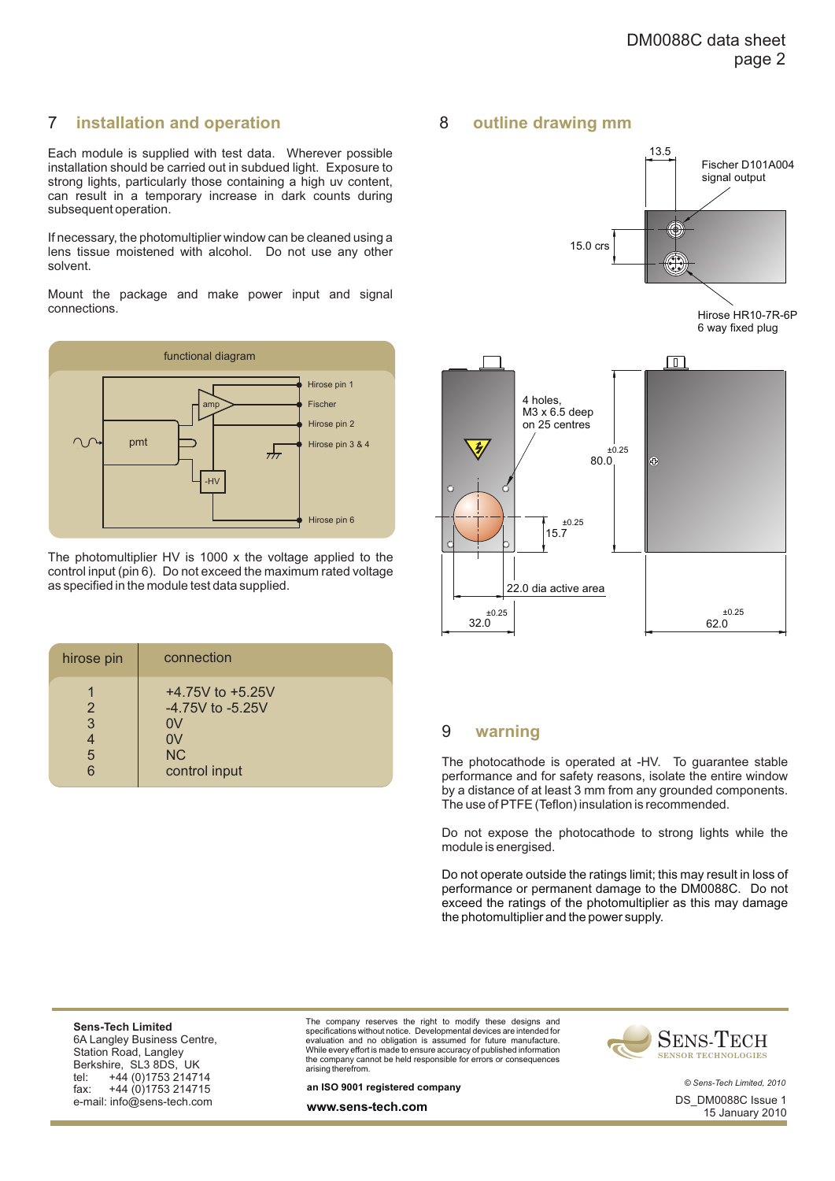## 7 installation and operation

Each module is supplied with test data. Wherever possible installation should be carried out in subdued light. Exposure to strong lights, particularly those containing a high uv content, can result in a temporary increase in dark counts during subsequent operation.

If necessary, the photomultiplier window can be cleaned using a lens tissue moistened with alcohol. Do not use any other solvent.

Mount the package and make power input and signal connections.

functional diagram

pmt
amp
-HV
Hirose pin 1
Fischer
Hirose pin 2
Hirose pin 3 & 4
Hirose pin 6

The photomultiplier HV is 1000 x the voltage applied to the control input (pin 6). Do not exceed the maximum rated voltage as specified in the module test data supplied.

| hirose pin | connection |
|---|---|
| 1 | +4.75V to +5.25V |
| 2 | -4.75V to -5.25V |
| 3 | 0V |
| 4 | 0V |
| 5 | NC |
| 6 | control input |

## 8 outline drawing mm

13.5
Fischer D101A004 signal output
15.0 crs
Hirose HR10-7R-6P 6 way fixed plug
4 holes, M3 x 6.5 deep on 25 centres
80.0 ±0.25
15.7 ±0.25
22.0 dia active area
32.0 ±0.25
62.0 ±0.25

## 9 warning

The photocathode is operated at -HV. To guarantee stable performance and for safety reasons, isolate the entire window by a distance of at least 3 mm from any grounded components. The use of PTFE (Teflon) insulation is recommended.

Do not expose the photocathode to strong lights while the module is energised.

Do not operate outside the ratings limit; this may result in loss of performance or permanent damage to the DM0088C. Do not exceed the ratings of the photomultiplier as this may damage the photomultiplier and the power supply.

**Sens-Tech Limited**
6A Langley Business Centre,
Station Road, Langley
Berkshire, SL3 8DS, UK
tel: +44 (0)1753 214714
fax: +44 (0)1753 214715
e-mail: info@sens-tech.com

The company reserves the right to modify these designs and specifications without notice. Developmental devices are intended for evaluation and no obligation is assumed for future manufacture. While every effort is made to ensure accuracy of published information the company cannot be held responsible for errors or consequences arising therefrom.

**an ISO 9001 registered company**

**www.sens-tech.com**

SENS-TECH
SENSOR TECHNOLOGIES

*© Sens-Tech Limited, 2010*

DS_DM0088C Issue 1
15 January 2010